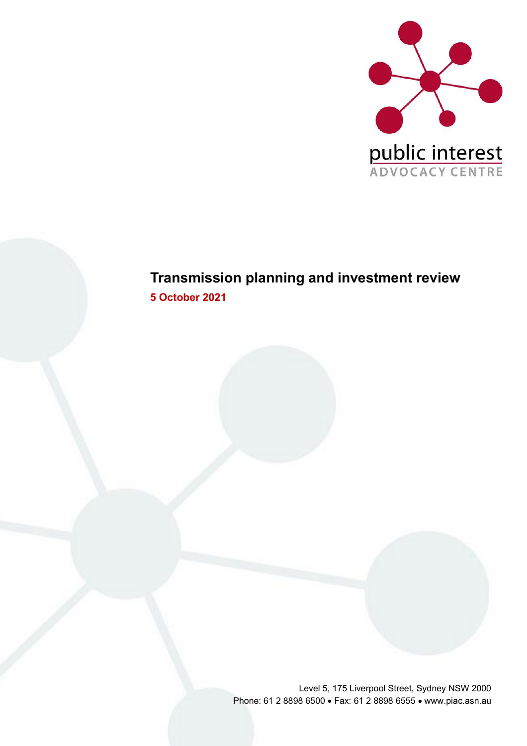public interest
ADVOCACY CENTRE

# Transmission planning and investment review

**5 October 2021**

Level 5, 175 Liverpool Street, Sydney NSW 2000
Phone: 61 2 8898 6500 • Fax: 61 2 8898 6555 • www.piac.asn.au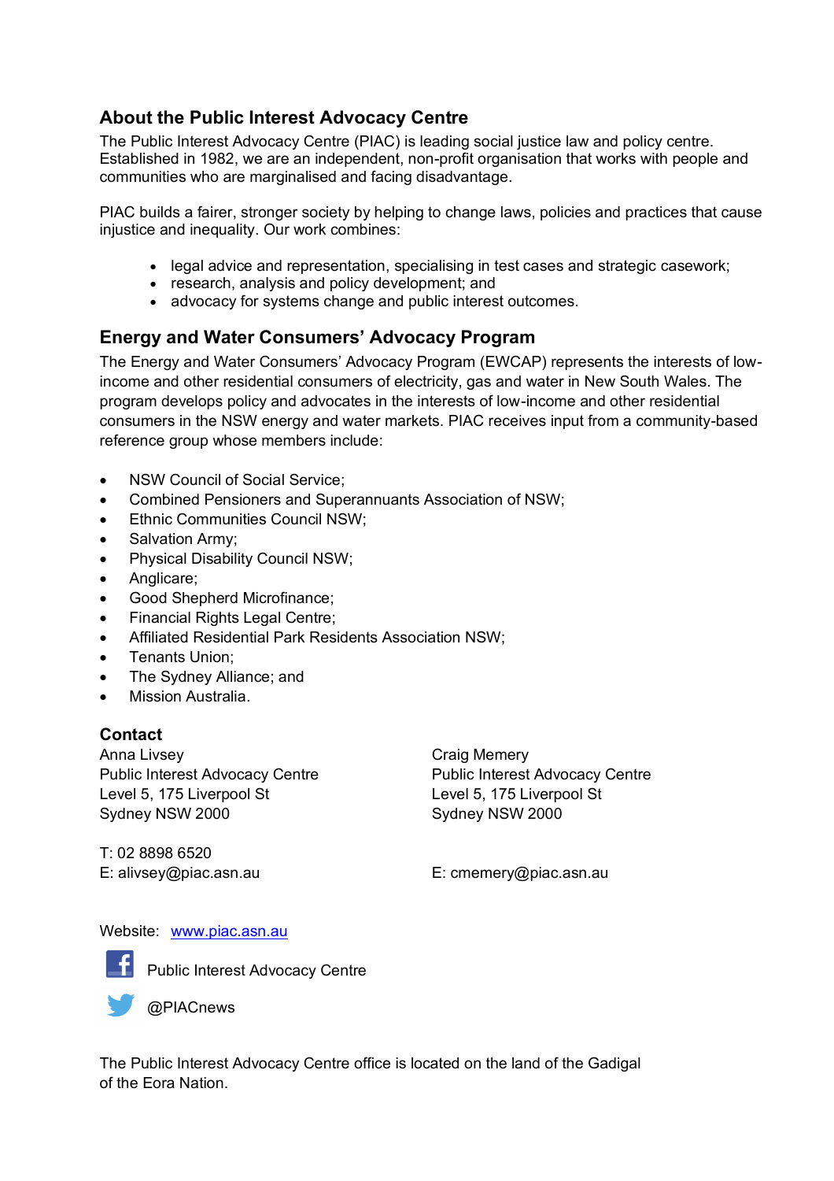## About the Public Interest Advocacy Centre

The Public Interest Advocacy Centre (PIAC) is leading social justice law and policy centre. Established in 1982, we are an independent, non-profit organisation that works with people and communities who are marginalised and facing disadvantage.

PIAC builds a fairer, stronger society by helping to change laws, policies and practices that cause injustice and inequality. Our work combines:

- legal advice and representation, specialising in test cases and strategic casework;
- research, analysis and policy development; and
- advocacy for systems change and public interest outcomes.

## Energy and Water Consumers' Advocacy Program

The Energy and Water Consumers' Advocacy Program (EWCAP) represents the interests of low-income and other residential consumers of electricity, gas and water in New South Wales. The program develops policy and advocates in the interests of low-income and other residential consumers in the NSW energy and water markets. PIAC receives input from a community-based reference group whose members include:

- NSW Council of Social Service;
- Combined Pensioners and Superannuants Association of NSW;
- Ethnic Communities Council NSW;
- Salvation Army;
- Physical Disability Council NSW;
- Anglicare;
- Good Shepherd Microfinance;
- Financial Rights Legal Centre;
- Affiliated Residential Park Residents Association NSW;
- Tenants Union;
- The Sydney Alliance; and
- Mission Australia.

### Contact

Anna Livsey
Public Interest Advocacy Centre
Level 5, 175 Liverpool St
Sydney NSW 2000

T: 02 8898 6520
E: alivsey@piac.asn.au

Craig Memery
Public Interest Advocacy Centre
Level 5, 175 Liverpool St
Sydney NSW 2000

E: cmemery@piac.asn.au

Website: [www.piac.asn.au](http://www.piac.asn.au)

Public Interest Advocacy Centre

@PIACnews

The Public Interest Advocacy Centre office is located on the land of the Gadigal of the Eora Nation.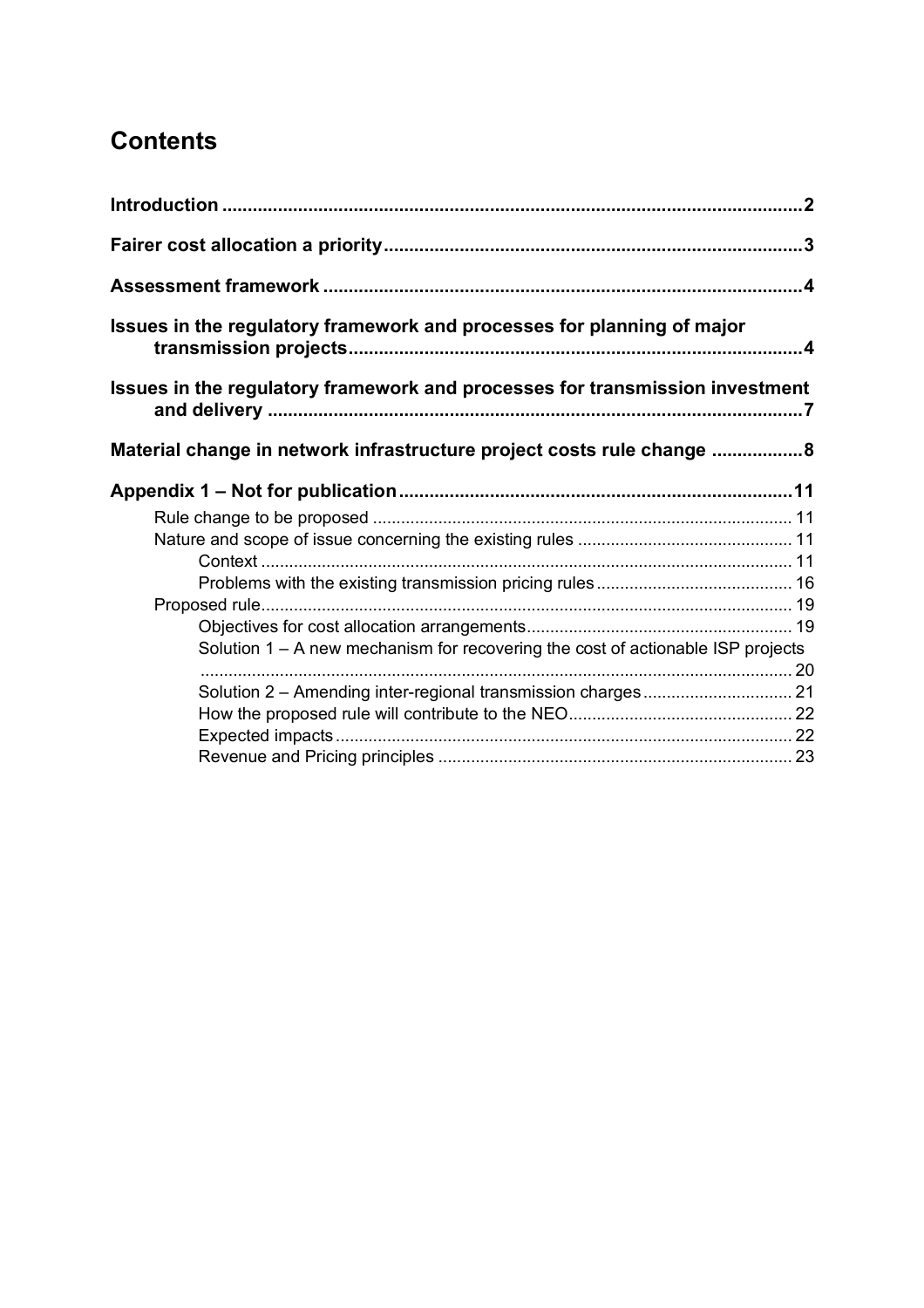## Contents

**Introduction** .......... **2**

**Fairer cost allocation a priority** .......... **3**

**Assessment framework** .......... **4**

**Issues in the regulatory framework and processes for planning of major transmission projects** .......... **4**

**Issues in the regulatory framework and processes for transmission investment and delivery** .......... **7**

**Material change in network infrastructure project costs rule change** .......... **8**

**Appendix 1 – Not for publication** .......... **11**

- Rule change to be proposed .......... 11
- Nature and scope of issue concerning the existing rules .......... 11
  - Context .......... 11
  - Problems with the existing transmission pricing rules .......... 16
- Proposed rule .......... 19
  - Objectives for cost allocation arrangements .......... 19
  - Solution 1 – A new mechanism for recovering the cost of actionable ISP projects .......... 20
  - Solution 2 – Amending inter-regional transmission charges .......... 21
  - How the proposed rule will contribute to the NEO .......... 22
  - Expected impacts .......... 22
  - Revenue and Pricing principles .......... 23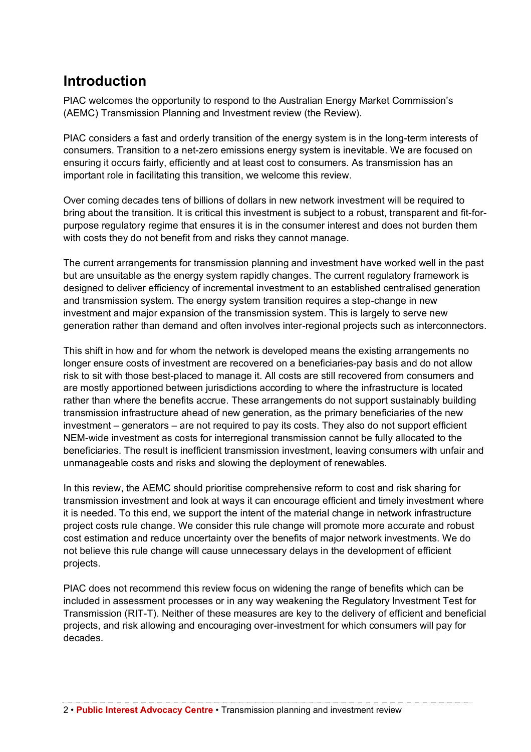# Introduction

PIAC welcomes the opportunity to respond to the Australian Energy Market Commission's (AEMC) Transmission Planning and Investment review (the Review).

PIAC considers a fast and orderly transition of the energy system is in the long-term interests of consumers. Transition to a net-zero emissions energy system is inevitable. We are focused on ensuring it occurs fairly, efficiently and at least cost to consumers. As transmission has an important role in facilitating this transition, we welcome this review.

Over coming decades tens of billions of dollars in new network investment will be required to bring about the transition. It is critical this investment is subject to a robust, transparent and fit-for-purpose regulatory regime that ensures it is in the consumer interest and does not burden them with costs they do not benefit from and risks they cannot manage.

The current arrangements for transmission planning and investment have worked well in the past but are unsuitable as the energy system rapidly changes. The current regulatory framework is designed to deliver efficiency of incremental investment to an established centralised generation and transmission system. The energy system transition requires a step-change in new investment and major expansion of the transmission system. This is largely to serve new generation rather than demand and often involves inter-regional projects such as interconnectors.

This shift in how and for whom the network is developed means the existing arrangements no longer ensure costs of investment are recovered on a beneficiaries-pay basis and do not allow risk to sit with those best-placed to manage it. All costs are still recovered from consumers and are mostly apportioned between jurisdictions according to where the infrastructure is located rather than where the benefits accrue. These arrangements do not support sustainably building transmission infrastructure ahead of new generation, as the primary beneficiaries of the new investment – generators – are not required to pay its costs. They also do not support efficient NEM-wide investment as costs for interregional transmission cannot be fully allocated to the beneficiaries. The result is inefficient transmission investment, leaving consumers with unfair and unmanageable costs and risks and slowing the deployment of renewables.

In this review, the AEMC should prioritise comprehensive reform to cost and risk sharing for transmission investment and look at ways it can encourage efficient and timely investment where it is needed. To this end, we support the intent of the material change in network infrastructure project costs rule change. We consider this rule change will promote more accurate and robust cost estimation and reduce uncertainty over the benefits of major network investments. We do not believe this rule change will cause unnecessary delays in the development of efficient projects.

PIAC does not recommend this review focus on widening the range of benefits which can be included in assessment processes or in any way weakening the Regulatory Investment Test for Transmission (RIT-T). Neither of these measures are key to the delivery of efficient and beneficial projects, and risk allowing and encouraging over-investment for which consumers will pay for decades.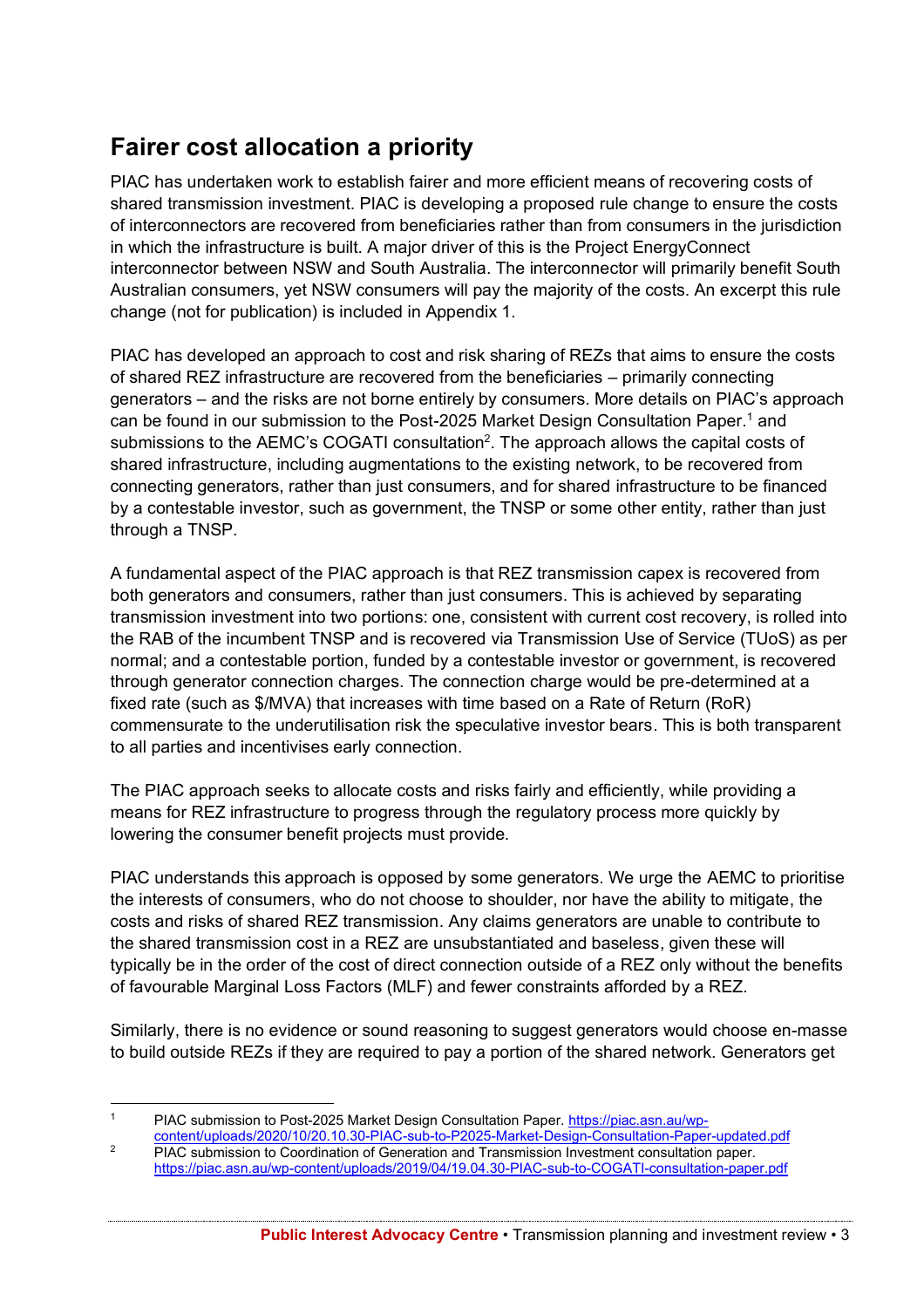## Fairer cost allocation a priority

PIAC has undertaken work to establish fairer and more efficient means of recovering costs of shared transmission investment. PIAC is developing a proposed rule change to ensure the costs of interconnectors are recovered from beneficiaries rather than from consumers in the jurisdiction in which the infrastructure is built. A major driver of this is the Project EnergyConnect interconnector between NSW and South Australia. The interconnector will primarily benefit South Australian consumers, yet NSW consumers will pay the majority of the costs. An excerpt this rule change (not for publication) is included in Appendix 1.

PIAC has developed an approach to cost and risk sharing of REZs that aims to ensure the costs of shared REZ infrastructure are recovered from the beneficiaries – primarily connecting generators – and the risks are not borne entirely by consumers. More details on PIAC's approach can be found in our submission to the Post-2025 Market Design Consultation Paper.[1] and submissions to the AEMC's COGATI consultation[2]. The approach allows the capital costs of shared infrastructure, including augmentations to the existing network, to be recovered from connecting generators, rather than just consumers, and for shared infrastructure to be financed by a contestable investor, such as government, the TNSP or some other entity, rather than just through a TNSP.

A fundamental aspect of the PIAC approach is that REZ transmission capex is recovered from both generators and consumers, rather than just consumers. This is achieved by separating transmission investment into two portions: one, consistent with current cost recovery, is rolled into the RAB of the incumbent TNSP and is recovered via Transmission Use of Service (TUoS) as per normal; and a contestable portion, funded by a contestable investor or government, is recovered through generator connection charges. The connection charge would be pre-determined at a fixed rate (such as $/MVA) that increases with time based on a Rate of Return (RoR) commensurate to the underutilisation risk the speculative investor bears. This is both transparent to all parties and incentivises early connection.

The PIAC approach seeks to allocate costs and risks fairly and efficiently, while providing a means for REZ infrastructure to progress through the regulatory process more quickly by lowering the consumer benefit projects must provide.

PIAC understands this approach is opposed by some generators. We urge the AEMC to prioritise the interests of consumers, who do not choose to shoulder, nor have the ability to mitigate, the costs and risks of shared REZ transmission. Any claims generators are unable to contribute to the shared transmission cost in a REZ are unsubstantiated and baseless, given these will typically be in the order of the cost of direct connection outside of a REZ only without the benefits of favourable Marginal Loss Factors (MLF) and fewer constraints afforded by a REZ.

Similarly, there is no evidence or sound reasoning to suggest generators would choose en-masse to build outside REZs if they are required to pay a portion of the shared network. Generators get

---

[1] PIAC submission to Post-2025 Market Design Consultation Paper. https://piac.asn.au/wp-content/uploads/2020/10/20.10.30-PIAC-sub-to-P2025-Market-Design-Consultation-Paper-updated.pdf

[2] PIAC submission to Coordination of Generation and Transmission Investment consultation paper. https://piac.asn.au/wp-content/uploads/2019/04/19.04.30-PIAC-sub-to-COGATI-consultation-paper.pdf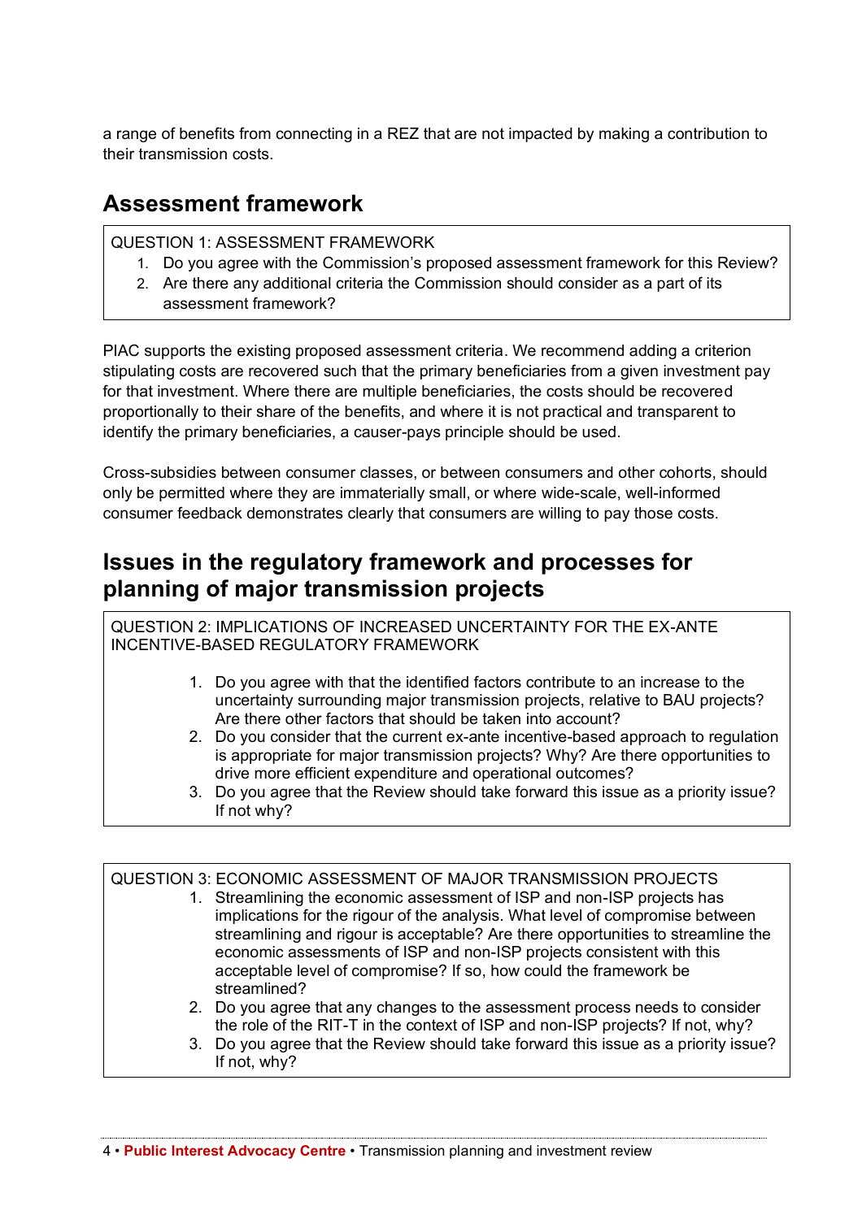a range of benefits from connecting in a REZ that are not impacted by making a contribution to their transmission costs.

## Assessment framework

QUESTION 1: ASSESSMENT FRAMEWORK

1. Do you agree with the Commission's proposed assessment framework for this Review?
2. Are there any additional criteria the Commission should consider as a part of its assessment framework?

PIAC supports the existing proposed assessment criteria. We recommend adding a criterion stipulating costs are recovered such that the primary beneficiaries from a given investment pay for that investment. Where there are multiple beneficiaries, the costs should be recovered proportionally to their share of the benefits, and where it is not practical and transparent to identify the primary beneficiaries, a causer-pays principle should be used.

Cross-subsidies between consumer classes, or between consumers and other cohorts, should only be permitted where they are immaterially small, or where wide-scale, well-informed consumer feedback demonstrates clearly that consumers are willing to pay those costs.

## Issues in the regulatory framework and processes for planning of major transmission projects

QUESTION 2: IMPLICATIONS OF INCREASED UNCERTAINTY FOR THE EX-ANTE INCENTIVE-BASED REGULATORY FRAMEWORK

1. Do you agree with that the identified factors contribute to an increase to the uncertainty surrounding major transmission projects, relative to BAU projects? Are there other factors that should be taken into account?
2. Do you consider that the current ex-ante incentive-based approach to regulation is appropriate for major transmission projects? Why? Are there opportunities to drive more efficient expenditure and operational outcomes?
3. Do you agree that the Review should take forward this issue as a priority issue? If not why?

QUESTION 3: ECONOMIC ASSESSMENT OF MAJOR TRANSMISSION PROJECTS

1. Streamlining the economic assessment of ISP and non-ISP projects has implications for the rigour of the analysis. What level of compromise between streamlining and rigour is acceptable? Are there opportunities to streamline the economic assessments of ISP and non-ISP projects consistent with this acceptable level of compromise? If so, how could the framework be streamlined?
2. Do you agree that any changes to the assessment process needs to consider the role of the RIT-T in the context of ISP and non-ISP projects? If not, why?
3. Do you agree that the Review should take forward this issue as a priority issue? If not, why?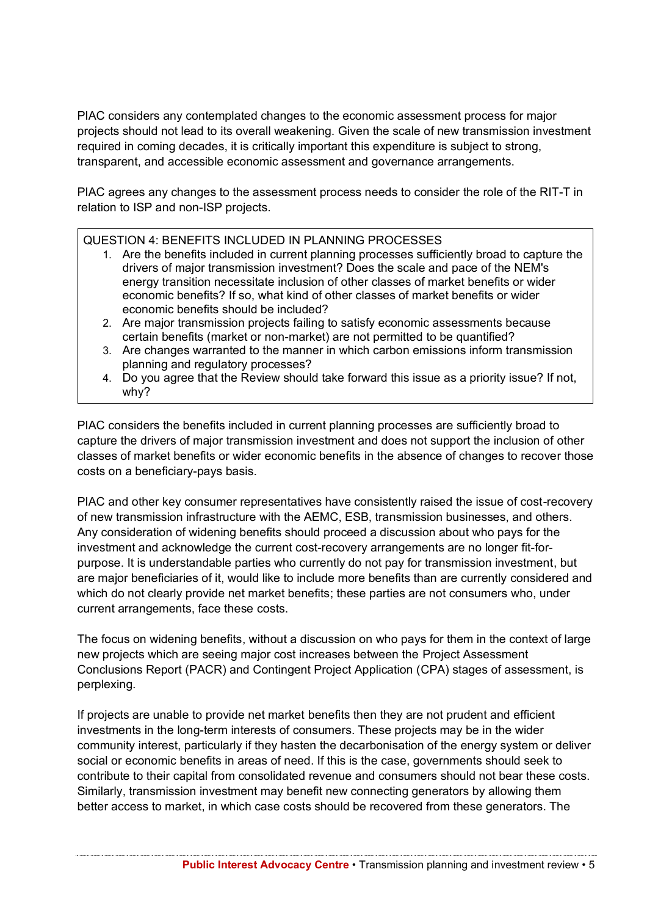PIAC considers any contemplated changes to the economic assessment process for major projects should not lead to its overall weakening. Given the scale of new transmission investment required in coming decades, it is critically important this expenditure is subject to strong, transparent, and accessible economic assessment and governance arrangements.

PIAC agrees any changes to the assessment process needs to consider the role of the RIT-T in relation to ISP and non-ISP projects.

> QUESTION 4: BENEFITS INCLUDED IN PLANNING PROCESSES
>
> 1. Are the benefits included in current planning processes sufficiently broad to capture the drivers of major transmission investment? Does the scale and pace of the NEM's energy transition necessitate inclusion of other classes of market benefits or wider economic benefits? If so, what kind of other classes of market benefits or wider economic benefits should be included?
> 2. Are major transmission projects failing to satisfy economic assessments because certain benefits (market or non-market) are not permitted to be quantified?
> 3. Are changes warranted to the manner in which carbon emissions inform transmission planning and regulatory processes?
> 4. Do you agree that the Review should take forward this issue as a priority issue? If not, why?

PIAC considers the benefits included in current planning processes are sufficiently broad to capture the drivers of major transmission investment and does not support the inclusion of other classes of market benefits or wider economic benefits in the absence of changes to recover those costs on a beneficiary-pays basis.

PIAC and other key consumer representatives have consistently raised the issue of cost-recovery of new transmission infrastructure with the AEMC, ESB, transmission businesses, and others. Any consideration of widening benefits should proceed a discussion about who pays for the investment and acknowledge the current cost-recovery arrangements are no longer fit-for-purpose. It is understandable parties who currently do not pay for transmission investment, but are major beneficiaries of it, would like to include more benefits than are currently considered and which do not clearly provide net market benefits; these parties are not consumers who, under current arrangements, face these costs.

The focus on widening benefits, without a discussion on who pays for them in the context of large new projects which are seeing major cost increases between the Project Assessment Conclusions Report (PACR) and Contingent Project Application (CPA) stages of assessment, is perplexing.

If projects are unable to provide net market benefits then they are not prudent and efficient investments in the long-term interests of consumers. These projects may be in the wider community interest, particularly if they hasten the decarbonisation of the energy system or deliver social or economic benefits in areas of need. If this is the case, governments should seek to contribute to their capital from consolidated revenue and consumers should not bear these costs. Similarly, transmission investment may benefit new connecting generators by allowing them better access to market, in which case costs should be recovered from these generators. The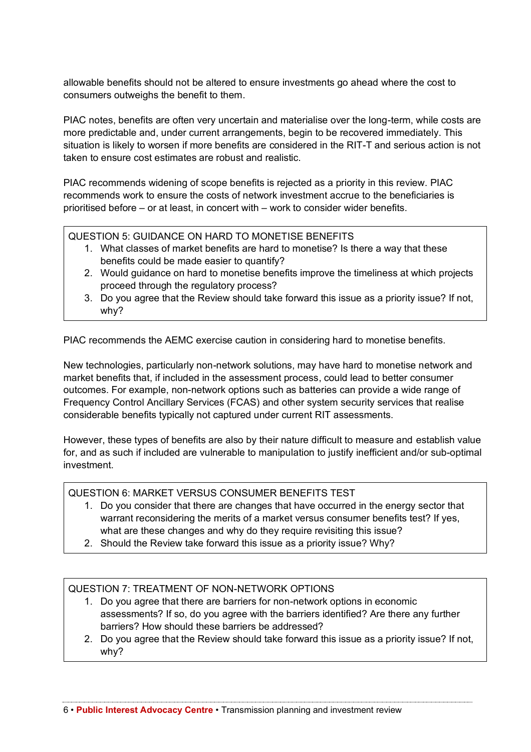allowable benefits should not be altered to ensure investments go ahead where the cost to consumers outweighs the benefit to them.

PIAC notes, benefits are often very uncertain and materialise over the long-term, while costs are more predictable and, under current arrangements, begin to be recovered immediately. This situation is likely to worsen if more benefits are considered in the RIT-T and serious action is not taken to ensure cost estimates are robust and realistic.

PIAC recommends widening of scope benefits is rejected as a priority in this review. PIAC recommends work to ensure the costs of network investment accrue to the beneficiaries is prioritised before – or at least, in concert with – work to consider wider benefits.

> QUESTION 5: GUIDANCE ON HARD TO MONETISE BENEFITS
> 1. What classes of market benefits are hard to monetise? Is there a way that these benefits could be made easier to quantify?
> 2. Would guidance on hard to monetise benefits improve the timeliness at which projects proceed through the regulatory process?
> 3. Do you agree that the Review should take forward this issue as a priority issue? If not, why?

PIAC recommends the AEMC exercise caution in considering hard to monetise benefits.

New technologies, particularly non-network solutions, may have hard to monetise network and market benefits that, if included in the assessment process, could lead to better consumer outcomes. For example, non-network options such as batteries can provide a wide range of Frequency Control Ancillary Services (FCAS) and other system security services that realise considerable benefits typically not captured under current RIT assessments.

However, these types of benefits are also by their nature difficult to measure and establish value for, and as such if included are vulnerable to manipulation to justify inefficient and/or sub-optimal investment.

> QUESTION 6: MARKET VERSUS CONSUMER BENEFITS TEST
> 1. Do you consider that there are changes that have occurred in the energy sector that warrant reconsidering the merits of a market versus consumer benefits test? If yes, what are these changes and why do they require revisiting this issue?
> 2. Should the Review take forward this issue as a priority issue? Why?

> QUESTION 7: TREATMENT OF NON-NETWORK OPTIONS
> 1. Do you agree that there are barriers for non-network options in economic assessments? If so, do you agree with the barriers identified? Are there any further barriers? How should these barriers be addressed?
> 2. Do you agree that the Review should take forward this issue as a priority issue? If not, why?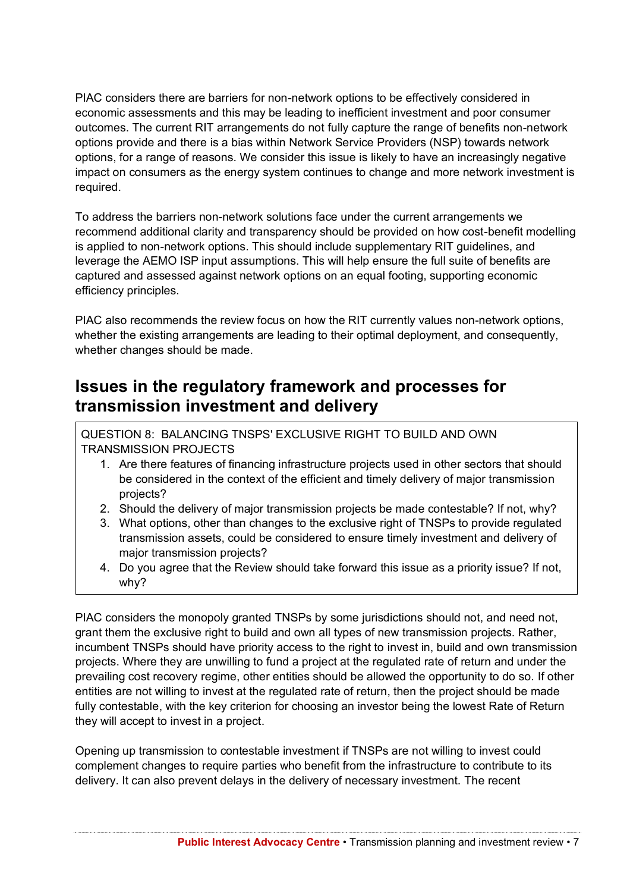PIAC considers there are barriers for non-network options to be effectively considered in economic assessments and this may be leading to inefficient investment and poor consumer outcomes. The current RIT arrangements do not fully capture the range of benefits non-network options provide and there is a bias within Network Service Providers (NSP) towards network options, for a range of reasons. We consider this issue is likely to have an increasingly negative impact on consumers as the energy system continues to change and more network investment is required.

To address the barriers non-network solutions face under the current arrangements we recommend additional clarity and transparency should be provided on how cost-benefit modelling is applied to non-network options. This should include supplementary RIT guidelines, and leverage the AEMO ISP input assumptions. This will help ensure the full suite of benefits are captured and assessed against network options on an equal footing, supporting economic efficiency principles.

PIAC also recommends the review focus on how the RIT currently values non-network options, whether the existing arrangements are leading to their optimal deployment, and consequently, whether changes should be made.

## Issues in the regulatory framework and processes for transmission investment and delivery

QUESTION 8: BALANCING TNSPS' EXCLUSIVE RIGHT TO BUILD AND OWN TRANSMISSION PROJECTS

1. Are there features of financing infrastructure projects used in other sectors that should be considered in the context of the efficient and timely delivery of major transmission projects?
2. Should the delivery of major transmission projects be made contestable? If not, why?
3. What options, other than changes to the exclusive right of TNSPs to provide regulated transmission assets, could be considered to ensure timely investment and delivery of major transmission projects?
4. Do you agree that the Review should take forward this issue as a priority issue? If not, why?

PIAC considers the monopoly granted TNSPs by some jurisdictions should not, and need not, grant them the exclusive right to build and own all types of new transmission projects. Rather, incumbent TNSPs should have priority access to the right to invest in, build and own transmission projects. Where they are unwilling to fund a project at the regulated rate of return and under the prevailing cost recovery regime, other entities should be allowed the opportunity to do so. If other entities are not willing to invest at the regulated rate of return, then the project should be made fully contestable, with the key criterion for choosing an investor being the lowest Rate of Return they will accept to invest in a project.

Opening up transmission to contestable investment if TNSPs are not willing to invest could complement changes to require parties who benefit from the infrastructure to contribute to its delivery. It can also prevent delays in the delivery of necessary investment. The recent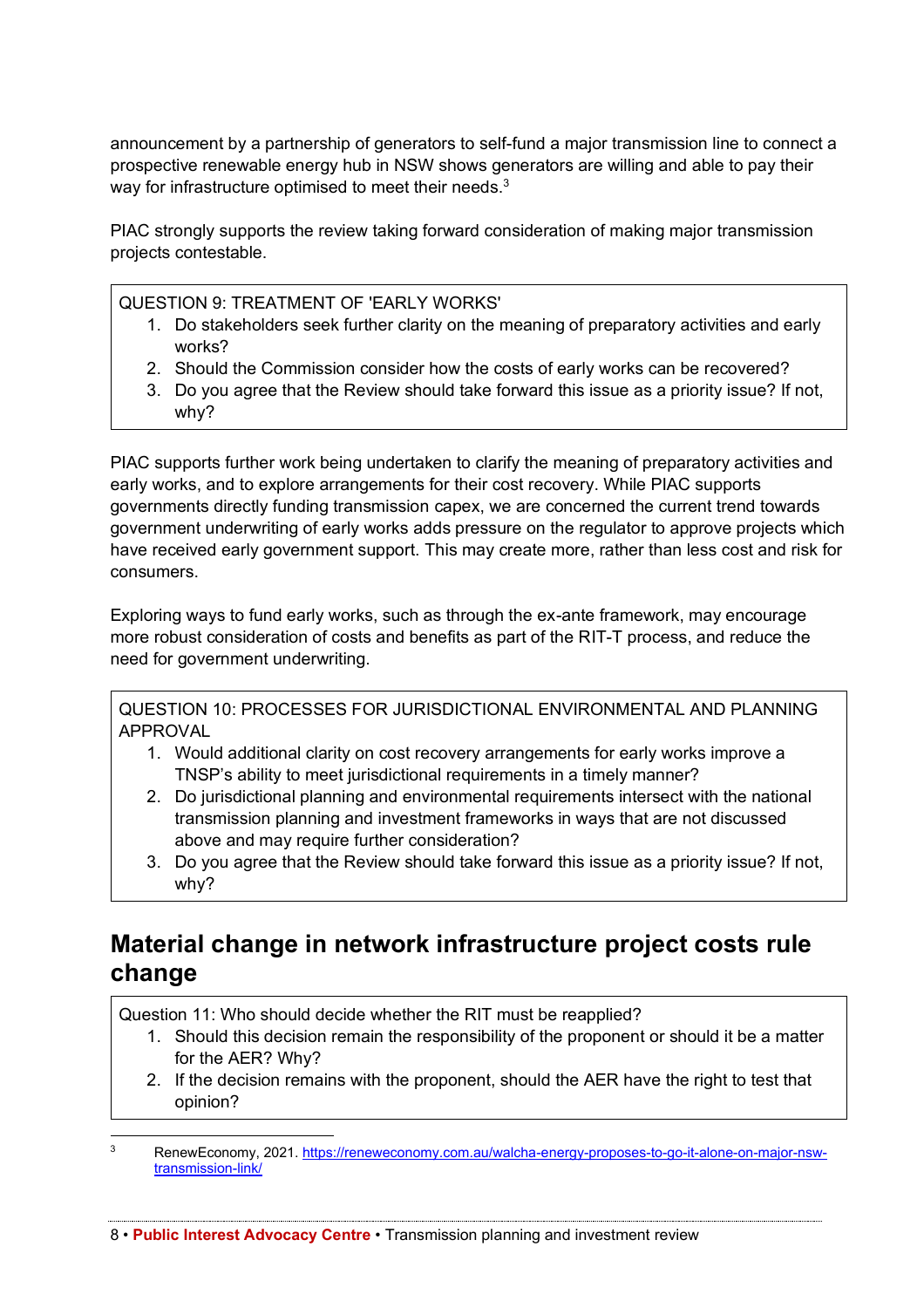announcement by a partnership of generators to self-fund a major transmission line to connect a prospective renewable energy hub in NSW shows generators are willing and able to pay their way for infrastructure optimised to meet their needs.[3]

PIAC strongly supports the review taking forward consideration of making major transmission projects contestable.

> QUESTION 9: TREATMENT OF 'EARLY WORKS'
> 1. Do stakeholders seek further clarity on the meaning of preparatory activities and early works?
> 2. Should the Commission consider how the costs of early works can be recovered?
> 3. Do you agree that the Review should take forward this issue as a priority issue? If not, why?

PIAC supports further work being undertaken to clarify the meaning of preparatory activities and early works, and to explore arrangements for their cost recovery. While PIAC supports governments directly funding transmission capex, we are concerned the current trend towards government underwriting of early works adds pressure on the regulator to approve projects which have received early government support. This may create more, rather than less cost and risk for consumers.

Exploring ways to fund early works, such as through the ex-ante framework, may encourage more robust consideration of costs and benefits as part of the RIT-T process, and reduce the need for government underwriting.

> QUESTION 10: PROCESSES FOR JURISDICTIONAL ENVIRONMENTAL AND PLANNING APPROVAL
> 1. Would additional clarity on cost recovery arrangements for early works improve a TNSP's ability to meet jurisdictional requirements in a timely manner?
> 2. Do jurisdictional planning and environmental requirements intersect with the national transmission planning and investment frameworks in ways that are not discussed above and may require further consideration?
> 3. Do you agree that the Review should take forward this issue as a priority issue? If not, why?

## Material change in network infrastructure project costs rule change

> Question 11: Who should decide whether the RIT must be reapplied?
> 1. Should this decision remain the responsibility of the proponent or should it be a matter for the AER? Why?
> 2. If the decision remains with the proponent, should the AER have the right to test that opinion?

[3] RenewEconomy, 2021. https://reneweconomy.com.au/walcha-energy-proposes-to-go-it-alone-on-major-nsw-transmission-link/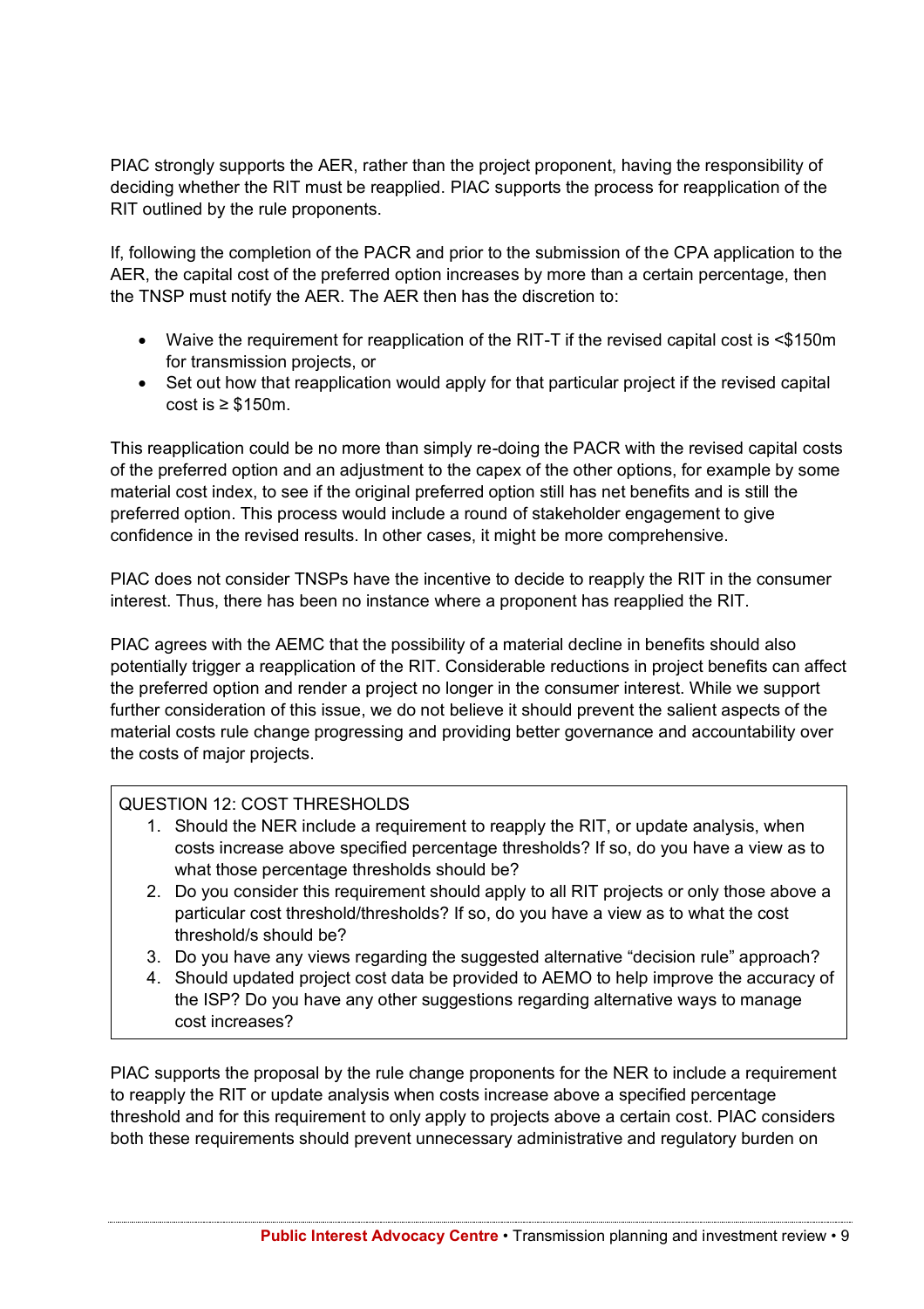PIAC strongly supports the AER, rather than the project proponent, having the responsibility of deciding whether the RIT must be reapplied. PIAC supports the process for reapplication of the RIT outlined by the rule proponents.

If, following the completion of the PACR and prior to the submission of the CPA application to the AER, the capital cost of the preferred option increases by more than a certain percentage, then the TNSP must notify the AER. The AER then has the discretion to:

- Waive the requirement for reapplication of the RIT-T if the revised capital cost is <$150m for transmission projects, or
- Set out how that reapplication would apply for that particular project if the revised capital cost is ≥ $150m.

This reapplication could be no more than simply re-doing the PACR with the revised capital costs of the preferred option and an adjustment to the capex of the other options, for example by some material cost index, to see if the original preferred option still has net benefits and is still the preferred option. This process would include a round of stakeholder engagement to give confidence in the revised results. In other cases, it might be more comprehensive.

PIAC does not consider TNSPs have the incentive to decide to reapply the RIT in the consumer interest. Thus, there has been no instance where a proponent has reapplied the RIT.

PIAC agrees with the AEMC that the possibility of a material decline in benefits should also potentially trigger a reapplication of the RIT. Considerable reductions in project benefits can affect the preferred option and render a project no longer in the consumer interest. While we support further consideration of this issue, we do not believe it should prevent the salient aspects of the material costs rule change progressing and providing better governance and accountability over the costs of major projects.

> QUESTION 12: COST THRESHOLDS
>
> 1. Should the NER include a requirement to reapply the RIT, or update analysis, when costs increase above specified percentage thresholds? If so, do you have a view as to what those percentage thresholds should be?
> 2. Do you consider this requirement should apply to all RIT projects or only those above a particular cost threshold/thresholds? If so, do you have a view as to what the cost threshold/s should be?
> 3. Do you have any views regarding the suggested alternative "decision rule" approach?
> 4. Should updated project cost data be provided to AEMO to help improve the accuracy of the ISP? Do you have any other suggestions regarding alternative ways to manage cost increases?

PIAC supports the proposal by the rule change proponents for the NER to include a requirement to reapply the RIT or update analysis when costs increase above a specified percentage threshold and for this requirement to only apply to projects above a certain cost. PIAC considers both these requirements should prevent unnecessary administrative and regulatory burden on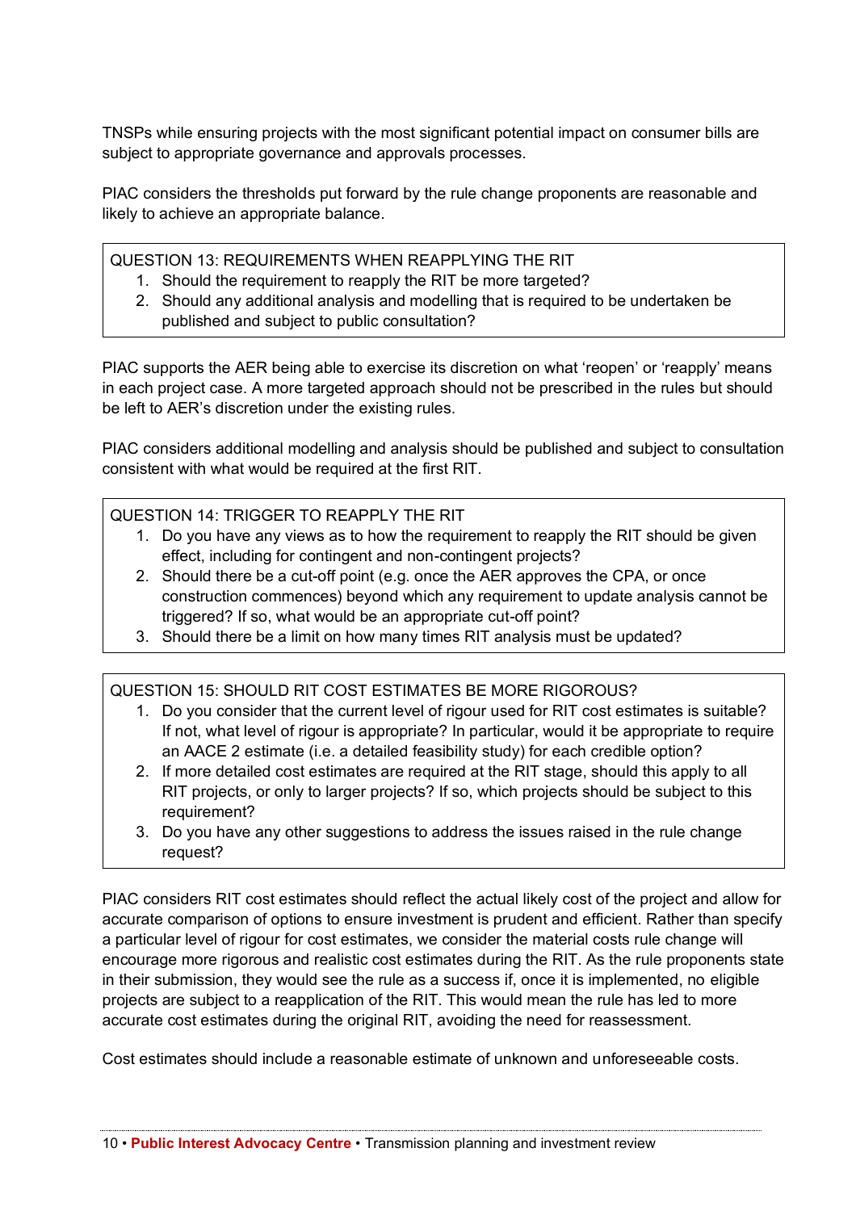TNSPs while ensuring projects with the most significant potential impact on consumer bills are subject to appropriate governance and approvals processes.

PIAC considers the thresholds put forward by the rule change proponents are reasonable and likely to achieve an appropriate balance.

> QUESTION 13: REQUIREMENTS WHEN REAPPLYING THE RIT
>
> 1. Should the requirement to reapply the RIT be more targeted?
> 2. Should any additional analysis and modelling that is required to be undertaken be published and subject to public consultation?

PIAC supports the AER being able to exercise its discretion on what 'reopen' or 'reapply' means in each project case. A more targeted approach should not be prescribed in the rules but should be left to AER's discretion under the existing rules.

PIAC considers additional modelling and analysis should be published and subject to consultation consistent with what would be required at the first RIT.

> QUESTION 14: TRIGGER TO REAPPLY THE RIT
>
> 1. Do you have any views as to how the requirement to reapply the RIT should be given effect, including for contingent and non-contingent projects?
> 2. Should there be a cut-off point (e.g. once the AER approves the CPA, or once construction commences) beyond which any requirement to update analysis cannot be triggered? If so, what would be an appropriate cut-off point?
> 3. Should there be a limit on how many times RIT analysis must be updated?

> QUESTION 15: SHOULD RIT COST ESTIMATES BE MORE RIGOROUS?
>
> 1. Do you consider that the current level of rigour used for RIT cost estimates is suitable? If not, what level of rigour is appropriate? In particular, would it be appropriate to require an AACE 2 estimate (i.e. a detailed feasibility study) for each credible option?
> 2. If more detailed cost estimates are required at the RIT stage, should this apply to all RIT projects, or only to larger projects? If so, which projects should be subject to this requirement?
> 3. Do you have any other suggestions to address the issues raised in the rule change request?

PIAC considers RIT cost estimates should reflect the actual likely cost of the project and allow for accurate comparison of options to ensure investment is prudent and efficient. Rather than specify a particular level of rigour for cost estimates, we consider the material costs rule change will encourage more rigorous and realistic cost estimates during the RIT. As the rule proponents state in their submission, they would see the rule as a success if, once it is implemented, no eligible projects are subject to a reapplication of the RIT. This would mean the rule has led to more accurate cost estimates during the original RIT, avoiding the need for reassessment.

Cost estimates should include a reasonable estimate of unknown and unforeseeable costs.